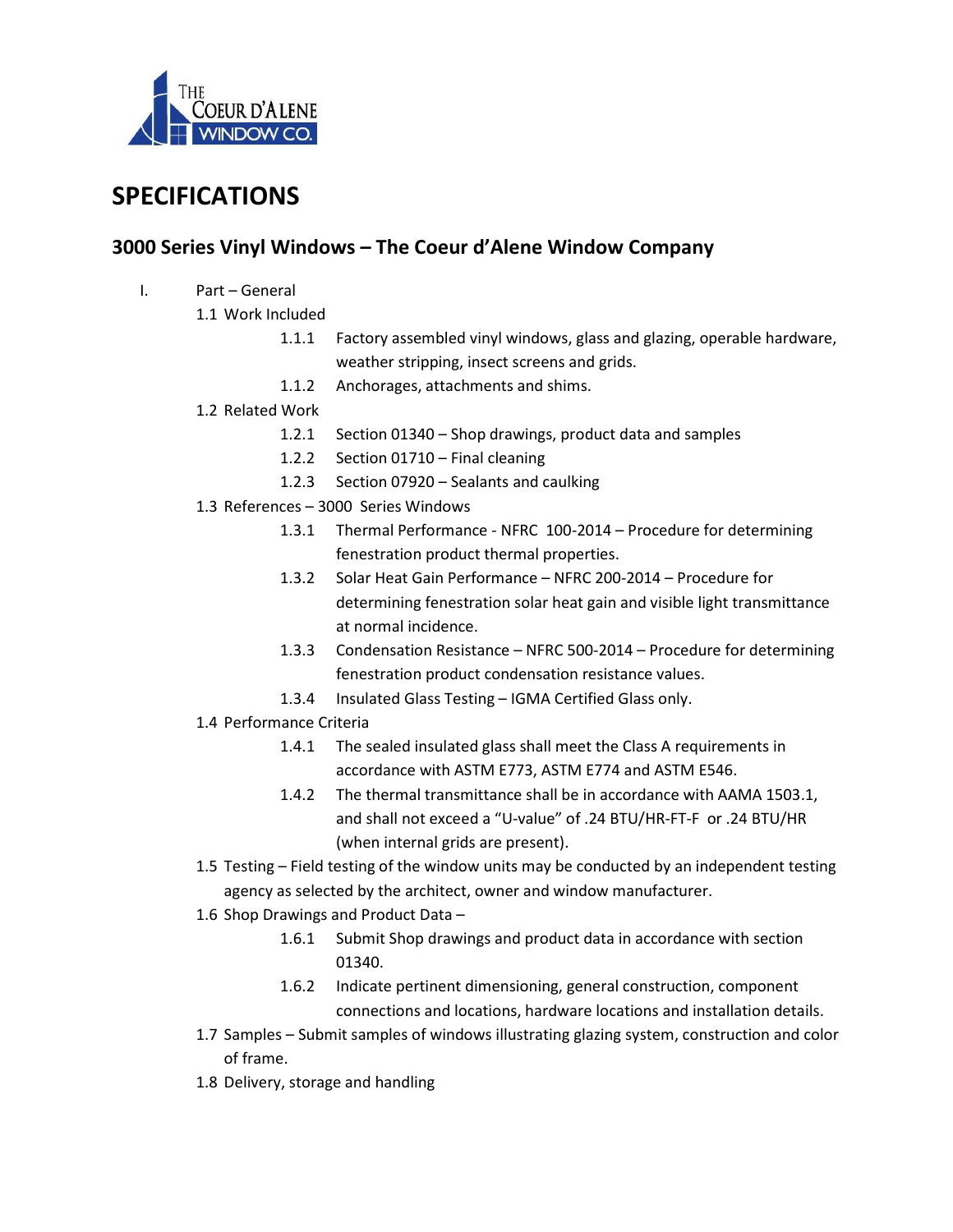# SPECIFICATIONS

## 3000 Series Vinyl Windows – The Coeur d'Alene Window Company

I. Part – General

1.1 Work Included

- 1.1.1 Factory assembled vinyl windows, glass and glazing, operable hardware, weather stripping, insect screens and grids.
- 1.1.2 Anchorages, attachments and shims.

1.2 Related Work

- 1.2.1 Section 01340 – Shop drawings, product data and samples
- 1.2.2 Section 01710 – Final cleaning
- 1.2.3 Section 07920 – Sealants and caulking

1.3 References – 3000 Series Windows

- 1.3.1 Thermal Performance - NFRC 100-2014 – Procedure for determining fenestration product thermal properties.
- 1.3.2 Solar Heat Gain Performance – NFRC 200-2014 – Procedure for determining fenestration solar heat gain and visible light transmittance at normal incidence.
- 1.3.3 Condensation Resistance – NFRC 500-2014 – Procedure for determining fenestration product condensation resistance values.
- 1.3.4 Insulated Glass Testing – IGMA Certified Glass only.

1.4 Performance Criteria

- 1.4.1 The sealed insulated glass shall meet the Class A requirements in accordance with ASTM E773, ASTM E774 and ASTM E546.
- 1.4.2 The thermal transmittance shall be in accordance with AAMA 1503.1, and shall not exceed a "U-value" of .24 BTU/HR-FT-F or .24 BTU/HR (when internal grids are present).

1.5 Testing – Field testing of the window units may be conducted by an independent testing agency as selected by the architect, owner and window manufacturer.

1.6 Shop Drawings and Product Data –

- 1.6.1 Submit Shop drawings and product data in accordance with section 01340.
- 1.6.2 Indicate pertinent dimensioning, general construction, component connections and locations, hardware locations and installation details.

1.7 Samples – Submit samples of windows illustrating glazing system, construction and color of frame.

1.8 Delivery, storage and handling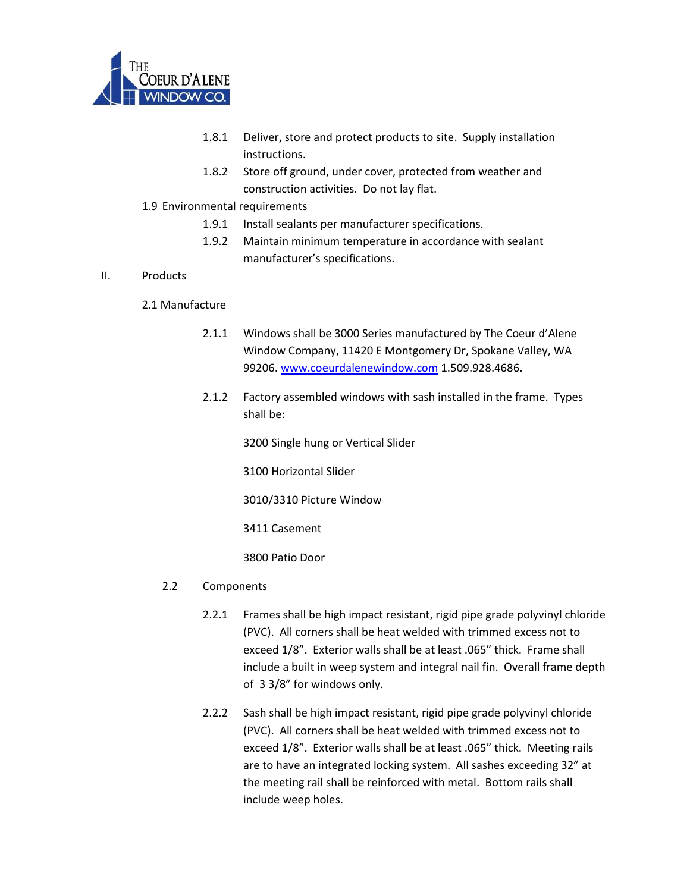1.8.1 Deliver, store and protect products to site. Supply installation instructions.

1.8.2 Store off ground, under cover, protected from weather and construction activities. Do not lay flat.

1.9 Environmental requirements

1.9.1 Install sealants per manufacturer specifications.

1.9.2 Maintain minimum temperature in accordance with sealant manufacturer's specifications.

II. Products

2.1 Manufacture

2.1.1 Windows shall be 3000 Series manufactured by The Coeur d'Alene Window Company, 11420 E Montgomery Dr, Spokane Valley, WA 99206. www.coeurdalenewindow.com 1.509.928.4686.

2.1.2 Factory assembled windows with sash installed in the frame. Types shall be:

3200 Single hung or Vertical Slider

3100 Horizontal Slider

3010/3310 Picture Window

3411 Casement

3800 Patio Door

2.2 Components

2.2.1 Frames shall be high impact resistant, rigid pipe grade polyvinyl chloride (PVC). All corners shall be heat welded with trimmed excess not to exceed 1/8". Exterior walls shall be at least .065" thick. Frame shall include a built in weep system and integral nail fin. Overall frame depth of 3 3/8" for windows only.

2.2.2 Sash shall be high impact resistant, rigid pipe grade polyvinyl chloride (PVC). All corners shall be heat welded with trimmed excess not to exceed 1/8". Exterior walls shall be at least .065" thick. Meeting rails are to have an integrated locking system. All sashes exceeding 32" at the meeting rail shall be reinforced with metal. Bottom rails shall include weep holes.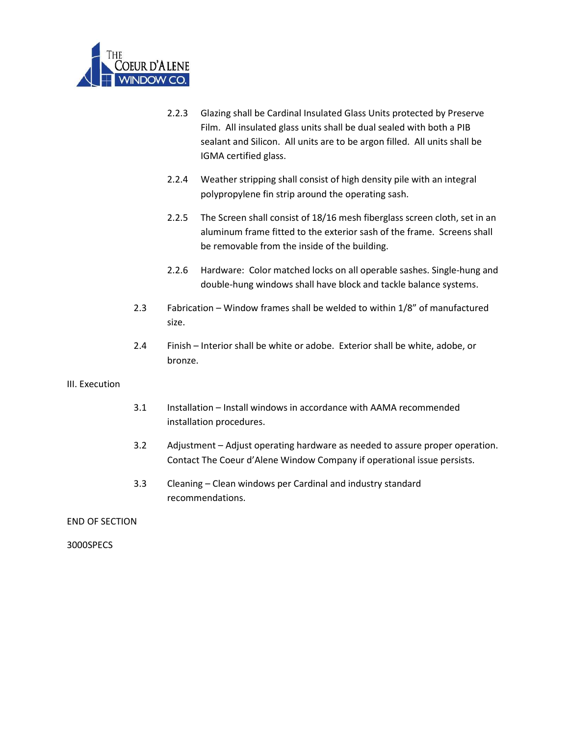2.2.3 Glazing shall be Cardinal Insulated Glass Units protected by Preserve Film. All insulated glass units shall be dual sealed with both a PIB sealant and Silicon. All units are to be argon filled. All units shall be IGMA certified glass.

2.2.4 Weather stripping shall consist of high density pile with an integral polypropylene fin strip around the operating sash.

2.2.5 The Screen shall consist of 18/16 mesh fiberglass screen cloth, set in an aluminum frame fitted to the exterior sash of the frame. Screens shall be removable from the inside of the building.

2.2.6 Hardware: Color matched locks on all operable sashes. Single-hung and double-hung windows shall have block and tackle balance systems.

2.3 Fabrication – Window frames shall be welded to within 1/8" of manufactured size.

2.4 Finish – Interior shall be white or adobe. Exterior shall be white, adobe, or bronze.

III. Execution

3.1 Installation – Install windows in accordance with AAMA recommended installation procedures.

3.2 Adjustment – Adjust operating hardware as needed to assure proper operation. Contact The Coeur d'Alene Window Company if operational issue persists.

3.3 Cleaning – Clean windows per Cardinal and industry standard recommendations.

END OF SECTION

3000SPECS